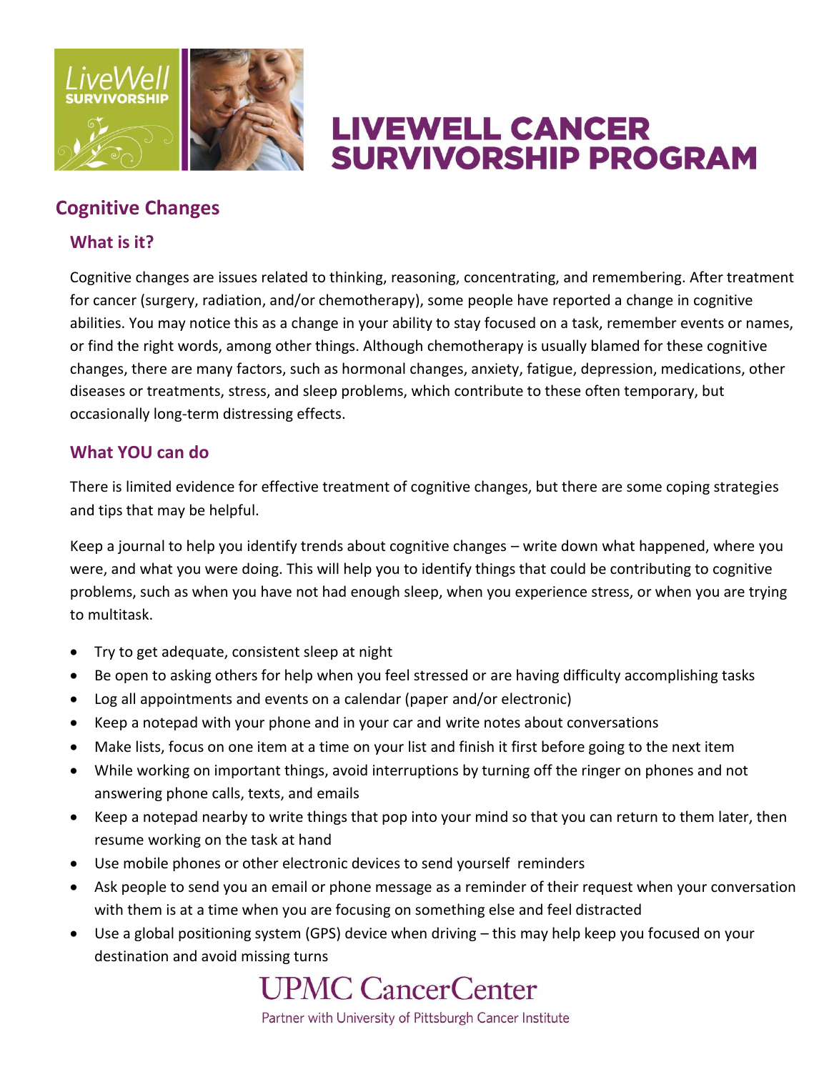LiveWell SURVIVORSHIP

# LIVEWELL CANCER SURVIVORSHIP PROGRAM

## Cognitive Changes

### What is it?

Cognitive changes are issues related to thinking, reasoning, concentrating, and remembering. After treatment for cancer (surgery, radiation, and/or chemotherapy), some people have reported a change in cognitive abilities. You may notice this as a change in your ability to stay focused on a task, remember events or names, or find the right words, among other things. Although chemotherapy is usually blamed for these cognitive changes, there are many factors, such as hormonal changes, anxiety, fatigue, depression, medications, other diseases or treatments, stress, and sleep problems, which contribute to these often temporary, but occasionally long-term distressing effects.

### What YOU can do

There is limited evidence for effective treatment of cognitive changes, but there are some coping strategies and tips that may be helpful.

Keep a journal to help you identify trends about cognitive changes – write down what happened, where you were, and what you were doing. This will help you to identify things that could be contributing to cognitive problems, such as when you have not had enough sleep, when you experience stress, or when you are trying to multitask.

- Try to get adequate, consistent sleep at night
- Be open to asking others for help when you feel stressed or are having difficulty accomplishing tasks
- Log all appointments and events on a calendar (paper and/or electronic)
- Keep a notepad with your phone and in your car and write notes about conversations
- Make lists, focus on one item at a time on your list and finish it first before going to the next item
- While working on important things, avoid interruptions by turning off the ringer on phones and not answering phone calls, texts, and emails
- Keep a notepad nearby to write things that pop into your mind so that you can return to them later, then resume working on the task at hand
- Use mobile phones or other electronic devices to send yourself reminders
- Ask people to send you an email or phone message as a reminder of their request when your conversation with them is at a time when you are focusing on something else and feel distracted
- Use a global positioning system (GPS) device when driving – this may help keep you focused on your destination and avoid missing turns

UPMC CancerCenter
Partner with University of Pittsburgh Cancer Institute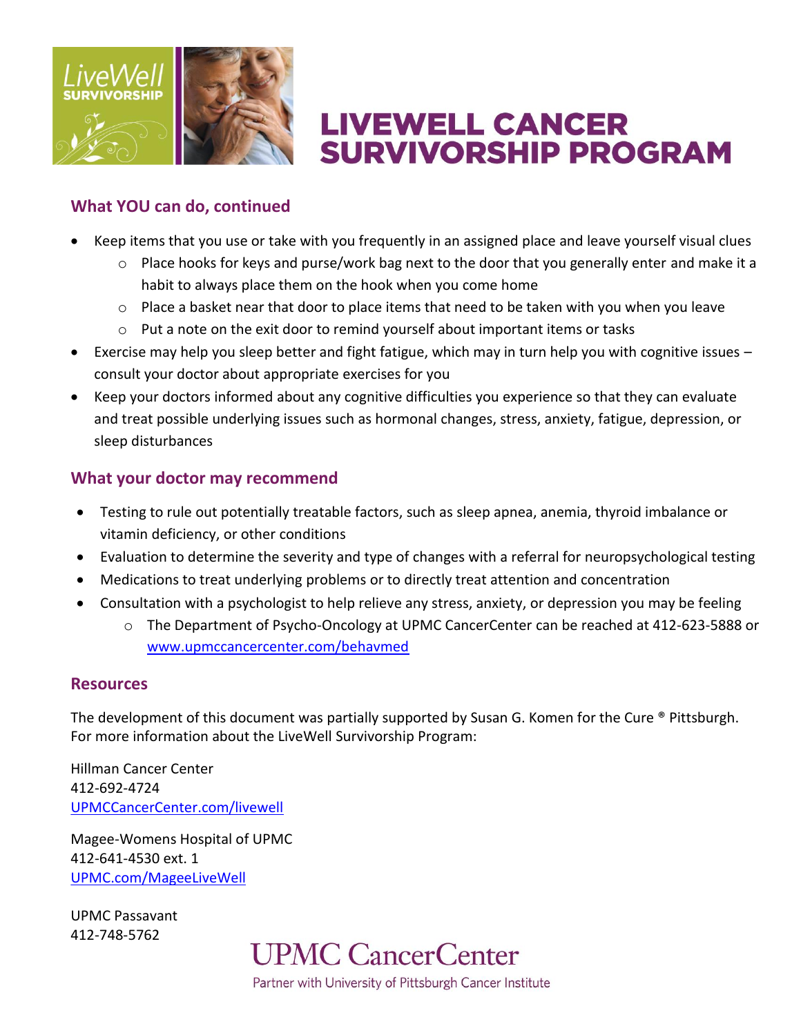# LIVEWELL CANCER SURVIVORSHIP PROGRAM

## What YOU can do, continued

- Keep items that you use or take with you frequently in an assigned place and leave yourself visual clues
  - Place hooks for keys and purse/work bag next to the door that you generally enter and make it a habit to always place them on the hook when you come home
  - Place a basket near that door to place items that need to be taken with you when you leave
  - Put a note on the exit door to remind yourself about important items or tasks
- Exercise may help you sleep better and fight fatigue, which may in turn help you with cognitive issues – consult your doctor about appropriate exercises for you
- Keep your doctors informed about any cognitive difficulties you experience so that they can evaluate and treat possible underlying issues such as hormonal changes, stress, anxiety, fatigue, depression, or sleep disturbances

## What your doctor may recommend

- Testing to rule out potentially treatable factors, such as sleep apnea, anemia, thyroid imbalance or vitamin deficiency, or other conditions
- Evaluation to determine the severity and type of changes with a referral for neuropsychological testing
- Medications to treat underlying problems or to directly treat attention and concentration
- Consultation with a psychologist to help relieve any stress, anxiety, or depression you may be feeling
  - The Department of Psycho-Oncology at UPMC CancerCenter can be reached at 412-623-5888 or www.upmccancercenter.com/behavmed

## Resources

The development of this document was partially supported by Susan G. Komen for the Cure ® Pittsburgh. For more information about the LiveWell Survivorship Program:

Hillman Cancer Center
412-692-4724
UPMCCancerCenter.com/livewell

Magee-Womens Hospital of UPMC
412-641-4530 ext. 1
UPMC.com/MageeLiveWell

UPMC Passavant
412-748-5762

UPMC CancerCenter
Partner with University of Pittsburgh Cancer Institute